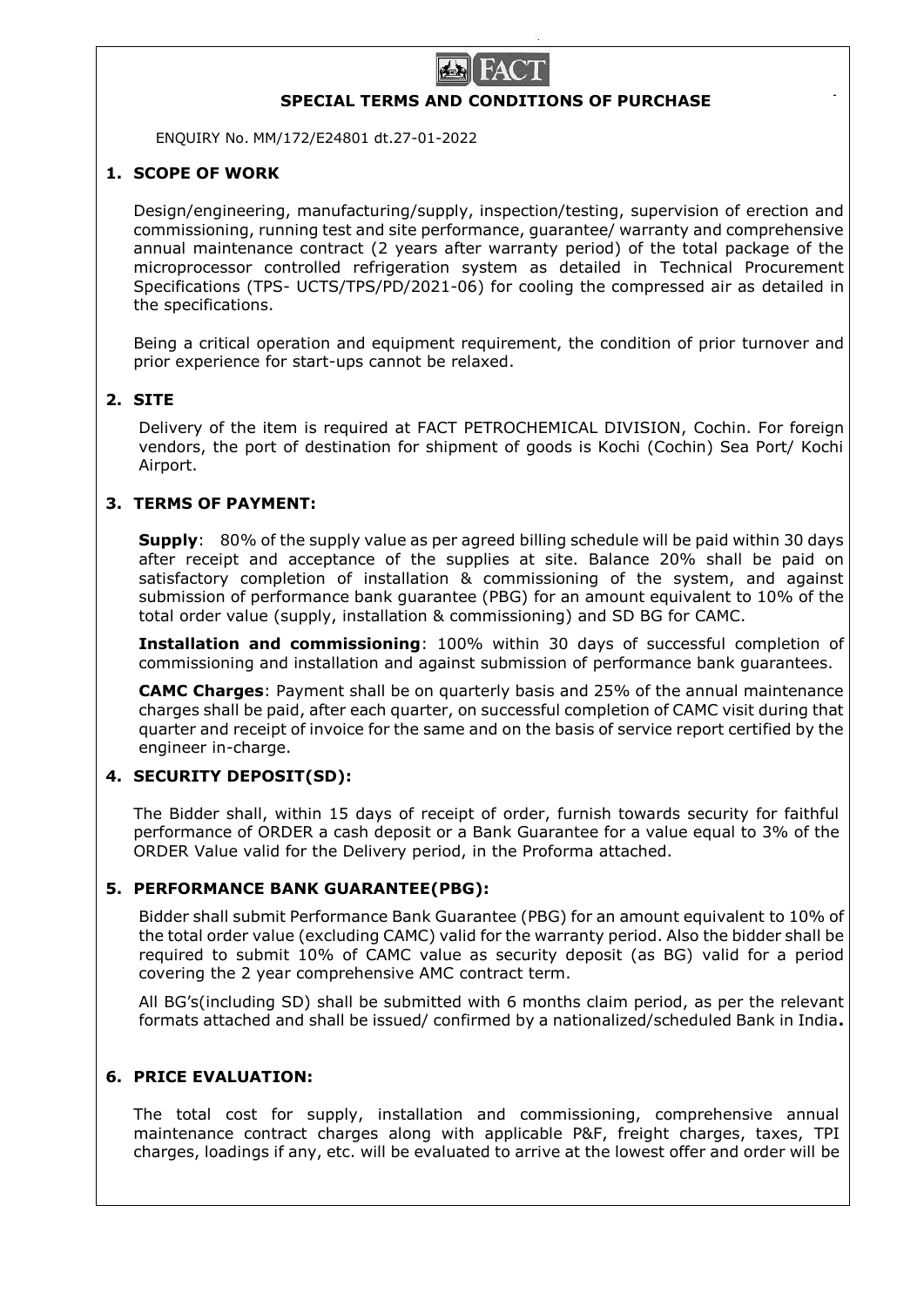# SPECIAL TERMS AND CONDITIONS OF PURCHASE

ENQUIRY No. MM/172/E24801 dt.27-01-2022

## 1. SCOPE OF WORK

Design/engineering, manufacturing/supply, inspection/testing, supervision of erection and commissioning, running test and site performance, guarantee/ warranty and comprehensive annual maintenance contract (2 years after warranty period) of the total package of the microprocessor controlled refrigeration system as detailed in Technical Procurement Specifications (TPS- UCTS/TPS/PD/2021-06) for cooling the compressed air as detailed in the specifications.

Being a critical operation and equipment requirement, the condition of prior turnover and prior experience for start-ups cannot be relaxed.

## 2. SITE

Delivery of the item is required at FACT PETROCHEMICAL DIVISION, Cochin. For foreign vendors, the port of destination for shipment of goods is Kochi (Cochin) Sea Port/ Kochi Airport.

## 3. TERMS OF PAYMENT:

**Supply**: 80% of the supply value as per agreed billing schedule will be paid within 30 days after receipt and acceptance of the supplies at site. Balance 20% shall be paid on satisfactory completion of installation & commissioning of the system, and against submission of performance bank guarantee (PBG) for an amount equivalent to 10% of the total order value (supply, installation & commissioning) and SD BG for CAMC.

**Installation and commissioning**: 100% within 30 days of successful completion of commissioning and installation and against submission of performance bank guarantees.

**CAMC Charges**: Payment shall be on quarterly basis and 25% of the annual maintenance charges shall be paid, after each quarter, on successful completion of CAMC visit during that quarter and receipt of invoice for the same and on the basis of service report certified by the engineer in-charge.

## 4. SECURITY DEPOSIT(SD):

The Bidder shall, within 15 days of receipt of order, furnish towards security for faithful performance of ORDER a cash deposit or a Bank Guarantee for a value equal to 3% of the ORDER Value valid for the Delivery period, in the Proforma attached.

## 5. PERFORMANCE BANK GUARANTEE(PBG):

Bidder shall submit Performance Bank Guarantee (PBG) for an amount equivalent to 10% of the total order value (excluding CAMC) valid for the warranty period. Also the bidder shall be required to submit 10% of CAMC value as security deposit (as BG) valid for a period covering the 2 year comprehensive AMC contract term.

All BG's(including SD) shall be submitted with 6 months claim period, as per the relevant formats attached and shall be issued/ confirmed by a nationalized/scheduled Bank in India**.**

## 6. PRICE EVALUATION:

The total cost for supply, installation and commissioning, comprehensive annual maintenance contract charges along with applicable P&F, freight charges, taxes, TPI charges, loadings if any, etc. will be evaluated to arrive at the lowest offer and order will be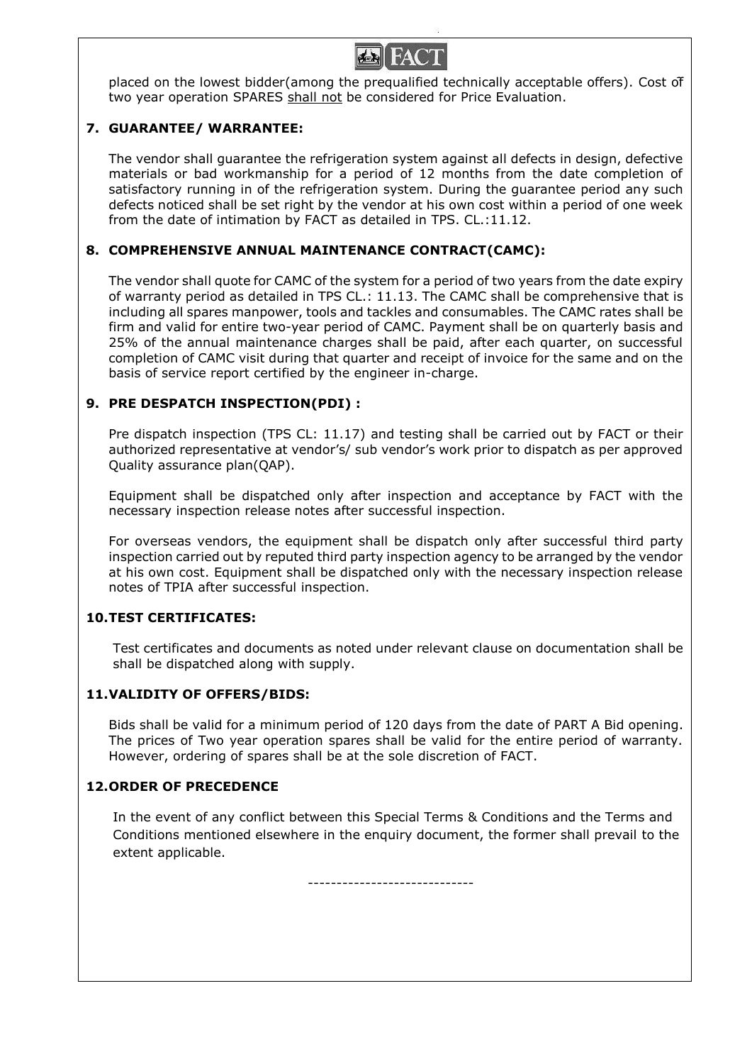placed on the lowest bidder(among the prequalified technically acceptable offers). Cost of two year operation SPARES shall not be considered for Price Evaluation.

## 7. GUARANTEE/ WARRANTEE:

The vendor shall guarantee the refrigeration system against all defects in design, defective materials or bad workmanship for a period of 12 months from the date completion of satisfactory running in of the refrigeration system. During the guarantee period any such defects noticed shall be set right by the vendor at his own cost within a period of one week from the date of intimation by FACT as detailed in TPS. CL.:11.12.

## 8. COMPREHENSIVE ANNUAL MAINTENANCE CONTRACT(CAMC):

The vendor shall quote for CAMC of the system for a period of two years from the date expiry of warranty period as detailed in TPS CL.: 11.13. The CAMC shall be comprehensive that is including all spares manpower, tools and tackles and consumables. The CAMC rates shall be firm and valid for entire two-year period of CAMC. Payment shall be on quarterly basis and 25% of the annual maintenance charges shall be paid, after each quarter, on successful completion of CAMC visit during that quarter and receipt of invoice for the same and on the basis of service report certified by the engineer in-charge.

## 9. PRE DESPATCH INSPECTION(PDI) :

Pre dispatch inspection (TPS CL: 11.17) and testing shall be carried out by FACT or their authorized representative at vendor's/ sub vendor's work prior to dispatch as per approved Quality assurance plan(QAP).

Equipment shall be dispatched only after inspection and acceptance by FACT with the necessary inspection release notes after successful inspection.

For overseas vendors, the equipment shall be dispatch only after successful third party inspection carried out by reputed third party inspection agency to be arranged by the vendor at his own cost. Equipment shall be dispatched only with the necessary inspection release notes of TPIA after successful inspection.

## 10. TEST CERTIFICATES:

Test certificates and documents as noted under relevant clause on documentation shall be shall be dispatched along with supply.

## 11. VALIDITY OF OFFERS/BIDS:

Bids shall be valid for a minimum period of 120 days from the date of PART A Bid opening. The prices of Two year operation spares shall be valid for the entire period of warranty. However, ordering of spares shall be at the sole discretion of FACT.

## 12. ORDER OF PRECEDENCE

In the event of any conflict between this Special Terms & Conditions and the Terms and Conditions mentioned elsewhere in the enquiry document, the former shall prevail to the extent applicable.

-----------------------------